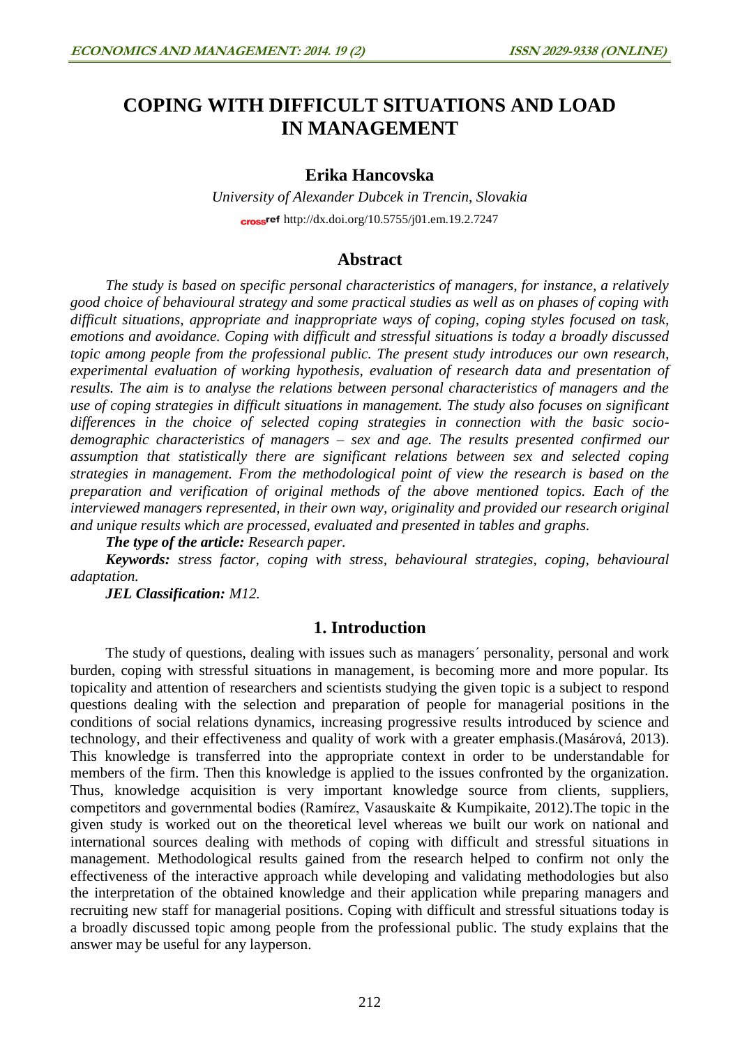# COPING WITH DIFFICULT SITUATIONS AND LOAD IN MANAGEMENT

**Erika Hancovska**

*University of Alexander Dubcek in Trencin, Slovakia*

crossref http://dx.doi.org/10.5755/j01.em.19.2.7247

## Abstract

*The study is based on specific personal characteristics of managers, for instance, a relatively good choice of behavioural strategy and some practical studies as well as on phases of coping with difficult situations, appropriate and inappropriate ways of coping, coping styles focused on task, emotions and avoidance. Coping with difficult and stressful situations is today a broadly discussed topic among people from the professional public. The present study introduces our own research, experimental evaluation of working hypothesis, evaluation of research data and presentation of results. The aim is to analyse the relations between personal characteristics of managers and the use of coping strategies in difficult situations in management. The study also focuses on significant differences in the choice of selected coping strategies in connection with the basic socio-demographic characteristics of managers – sex and age. The results presented confirmed our assumption that statistically there are significant relations between sex and selected coping strategies in management. From the methodological point of view the research is based on the preparation and verification of original methods of the above mentioned topics. Each of the interviewed managers represented, in their own way, originality and provided our research original and unique results which are processed, evaluated and presented in tables and graphs.*

***The type of the article:*** *Research paper.*

***Keywords:*** *stress factor, coping with stress, behavioural strategies, coping, behavioural adaptation.*

***JEL Classification:*** *M12.*

## 1. Introduction

The study of questions, dealing with issues such as managers´ personality, personal and work burden, coping with stressful situations in management, is becoming more and more popular. Its topicality and attention of researchers and scientists studying the given topic is a subject to respond questions dealing with the selection and preparation of people for managerial positions in the conditions of social relations dynamics, increasing progressive results introduced by science and technology, and their effectiveness and quality of work with a greater emphasis.(Masárová, 2013). This knowledge is transferred into the appropriate context in order to be understandable for members of the firm. Then this knowledge is applied to the issues confronted by the organization. Thus, knowledge acquisition is very important knowledge source from clients, suppliers, competitors and governmental bodies (Ramírez, Vasauskaite & Kumpikaite, 2012).The topic in the given study is worked out on the theoretical level whereas we built our work on national and international sources dealing with methods of coping with difficult and stressful situations in management. Methodological results gained from the research helped to confirm not only the effectiveness of the interactive approach while developing and validating methodologies but also the interpretation of the obtained knowledge and their application while preparing managers and recruiting new staff for managerial positions. Coping with difficult and stressful situations today is a broadly discussed topic among people from the professional public. The study explains that the answer may be useful for any layperson.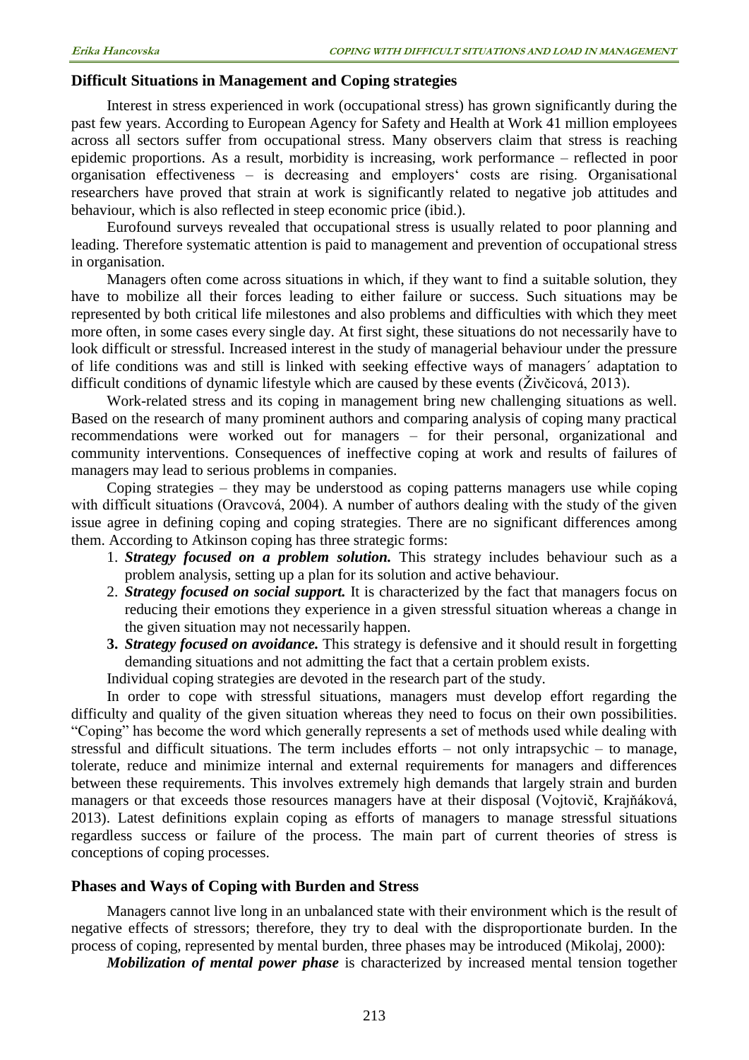## Difficult Situations in Management and Coping strategies

Interest in stress experienced in work (occupational stress) has grown significantly during the past few years. According to European Agency for Safety and Health at Work 41 million employees across all sectors suffer from occupational stress. Many observers claim that stress is reaching epidemic proportions. As a result, morbidity is increasing, work performance – reflected in poor organisation effectiveness – is decreasing and employers‘ costs are rising. Organisational researchers have proved that strain at work is significantly related to negative job attitudes and behaviour, which is also reflected in steep economic price (ibid.).

Eurofound surveys revealed that occupational stress is usually related to poor planning and leading. Therefore systematic attention is paid to management and prevention of occupational stress in organisation.

Managers often come across situations in which, if they want to find a suitable solution, they have to mobilize all their forces leading to either failure or success. Such situations may be represented by both critical life milestones and also problems and difficulties with which they meet more often, in some cases every single day. At first sight, these situations do not necessarily have to look difficult or stressful. Increased interest in the study of managerial behaviour under the pressure of life conditions was and still is linked with seeking effective ways of managers´ adaptation to difficult conditions of dynamic lifestyle which are caused by these events (Živčicová, 2013).

Work-related stress and its coping in management bring new challenging situations as well. Based on the research of many prominent authors and comparing analysis of coping many practical recommendations were worked out for managers – for their personal, organizational and community interventions. Consequences of ineffective coping at work and results of failures of managers may lead to serious problems in companies.

Coping strategies – they may be understood as coping patterns managers use while coping with difficult situations (Oravcová, 2004). A number of authors dealing with the study of the given issue agree in defining coping and coping strategies. There are no significant differences among them. According to Atkinson coping has three strategic forms:

1. ***Strategy focused on a problem solution.*** This strategy includes behaviour such as a problem analysis, setting up a plan for its solution and active behaviour.
2. ***Strategy focused on social support.*** It is characterized by the fact that managers focus on reducing their emotions they experience in a given stressful situation whereas a change in the given situation may not necessarily happen.
3. ***Strategy focused on avoidance.*** This strategy is defensive and it should result in forgetting demanding situations and not admitting the fact that a certain problem exists.

Individual coping strategies are devoted in the research part of the study.

In order to cope with stressful situations, managers must develop effort regarding the difficulty and quality of the given situation whereas they need to focus on their own possibilities. "Coping" has become the word which generally represents a set of methods used while dealing with stressful and difficult situations. The term includes efforts – not only intrapsychic – to manage, tolerate, reduce and minimize internal and external requirements for managers and differences between these requirements. This involves extremely high demands that largely strain and burden managers or that exceeds those resources managers have at their disposal (Vojtovič, Krajňáková, 2013). Latest definitions explain coping as efforts of managers to manage stressful situations regardless success or failure of the process. The main part of current theories of stress is conceptions of coping processes.

## Phases and Ways of Coping with Burden and Stress

Managers cannot live long in an unbalanced state with their environment which is the result of negative effects of stressors; therefore, they try to deal with the disproportionate burden. In the process of coping, represented by mental burden, three phases may be introduced (Mikolaj, 2000):

***Mobilization of mental power phase*** is characterized by increased mental tension together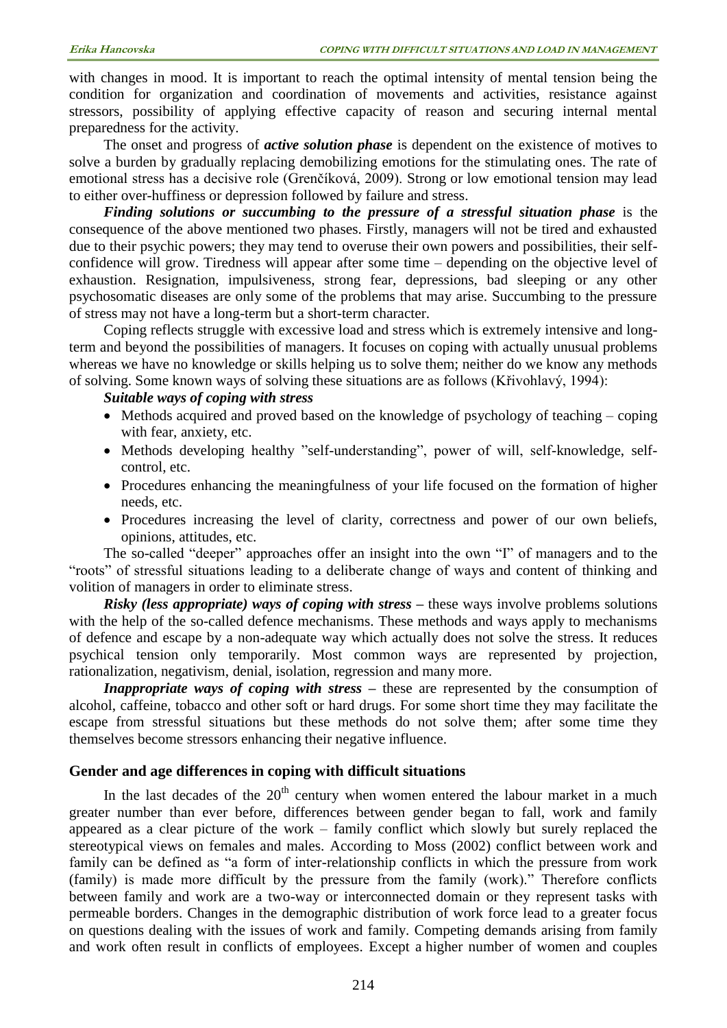with changes in mood. It is important to reach the optimal intensity of mental tension being the condition for organization and coordination of movements and activities, resistance against stressors, possibility of applying effective capacity of reason and securing internal mental preparedness for the activity.

The onset and progress of ***active solution phase*** is dependent on the existence of motives to solve a burden by gradually replacing demobilizing emotions for the stimulating ones. The rate of emotional stress has a decisive role (Grenčíková, 2009). Strong or low emotional tension may lead to either over-huffiness or depression followed by failure and stress.

***Finding solutions or succumbing to the pressure of a stressful situation phase*** is the consequence of the above mentioned two phases. Firstly, managers will not be tired and exhausted due to their psychic powers; they may tend to overuse their own powers and possibilities, their self-confidence will grow. Tiredness will appear after some time – depending on the objective level of exhaustion. Resignation, impulsiveness, strong fear, depressions, bad sleeping or any other psychosomatic diseases are only some of the problems that may arise. Succumbing to the pressure of stress may not have a long-term but a short-term character.

Coping reflects struggle with excessive load and stress which is extremely intensive and long-term and beyond the possibilities of managers. It focuses on coping with actually unusual problems whereas we have no knowledge or skills helping us to solve them; neither do we know any methods of solving. Some known ways of solving these situations are as follows (Křivohlavý, 1994):

***Suitable ways of coping with stress***

- Methods acquired and proved based on the knowledge of psychology of teaching – coping with fear, anxiety, etc.
- Methods developing healthy "self-understanding", power of will, self-knowledge, self-control, etc.
- Procedures enhancing the meaningfulness of your life focused on the formation of higher needs, etc.
- Procedures increasing the level of clarity, correctness and power of our own beliefs, opinions, attitudes, etc.

The so-called "deeper" approaches offer an insight into the own "I" of managers and to the "roots" of stressful situations leading to a deliberate change of ways and content of thinking and volition of managers in order to eliminate stress.

***Risky (less appropriate) ways of coping with stress*** **–** these ways involve problems solutions with the help of the so-called defence mechanisms. These methods and ways apply to mechanisms of defence and escape by a non-adequate way which actually does not solve the stress. It reduces psychical tension only temporarily. Most common ways are represented by projection, rationalization, negativism, denial, isolation, regression and many more.

***Inappropriate ways of coping with stress*** **–** these are represented by the consumption of alcohol, caffeine, tobacco and other soft or hard drugs. For some short time they may facilitate the escape from stressful situations but these methods do not solve them; after some time they themselves become stressors enhancing their negative influence.

## Gender and age differences in coping with difficult situations

In the last decades of the 20th century when women entered the labour market in a much greater number than ever before, differences between gender began to fall, work and family appeared as a clear picture of the work – family conflict which slowly but surely replaced the stereotypical views on females and males. According to Moss (2002) conflict between work and family can be defined as "a form of inter-relationship conflicts in which the pressure from work (family) is made more difficult by the pressure from the family (work)." Therefore conflicts between family and work are a two-way or interconnected domain or they represent tasks with permeable borders. Changes in the demographic distribution of work force lead to a greater focus on questions dealing with the issues of work and family. Competing demands arising from family and work often result in conflicts of employees. Except a higher number of women and couples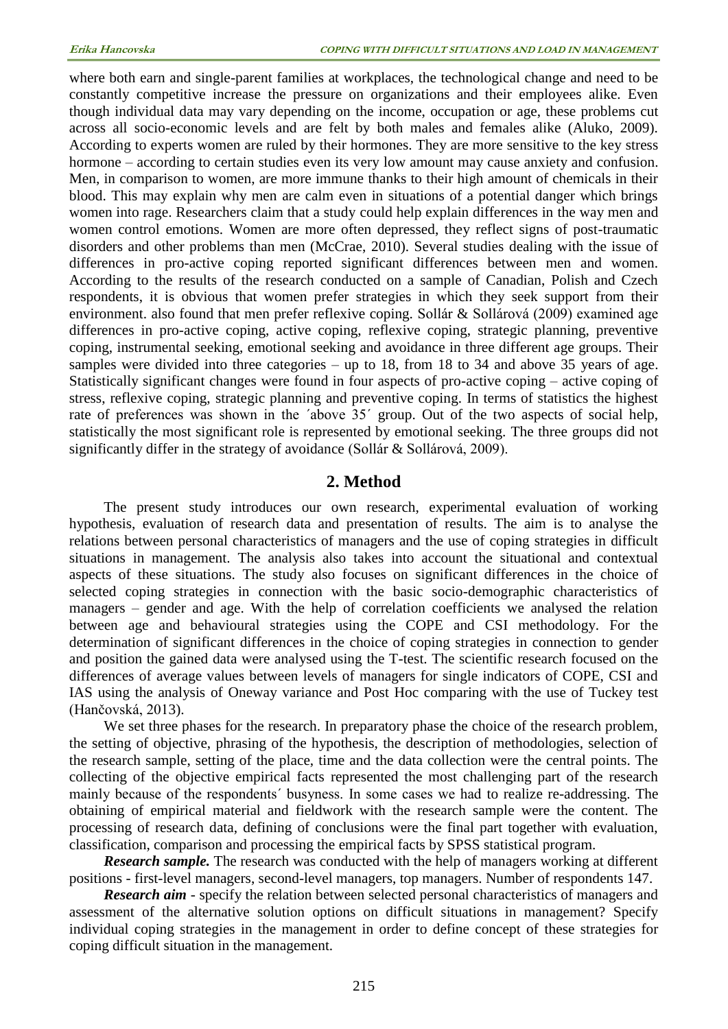where both earn and single-parent families at workplaces, the technological change and need to be constantly competitive increase the pressure on organizations and their employees alike. Even though individual data may vary depending on the income, occupation or age, these problems cut across all socio-economic levels and are felt by both males and females alike (Aluko, 2009). According to experts women are ruled by their hormones. They are more sensitive to the key stress hormone – according to certain studies even its very low amount may cause anxiety and confusion. Men, in comparison to women, are more immune thanks to their high amount of chemicals in their blood. This may explain why men are calm even in situations of a potential danger which brings women into rage. Researchers claim that a study could help explain differences in the way men and women control emotions. Women are more often depressed, they reflect signs of post-traumatic disorders and other problems than men (McCrae, 2010). Several studies dealing with the issue of differences in pro-active coping reported significant differences between men and women. According to the results of the research conducted on a sample of Canadian, Polish and Czech respondents, it is obvious that women prefer strategies in which they seek support from their environment. also found that men prefer reflexive coping. Sollár & Sollárová (2009) examined age differences in pro-active coping, active coping, reflexive coping, strategic planning, preventive coping, instrumental seeking, emotional seeking and avoidance in three different age groups. Their samples were divided into three categories – up to 18, from 18 to 34 and above 35 years of age. Statistically significant changes were found in four aspects of pro-active coping – active coping of stress, reflexive coping, strategic planning and preventive coping. In terms of statistics the highest rate of preferences was shown in the ´above 35´ group. Out of the two aspects of social help, statistically the most significant role is represented by emotional seeking. The three groups did not significantly differ in the strategy of avoidance (Sollár & Sollárová, 2009).

## 2. Method

The present study introduces our own research, experimental evaluation of working hypothesis, evaluation of research data and presentation of results. The aim is to analyse the relations between personal characteristics of managers and the use of coping strategies in difficult situations in management. The analysis also takes into account the situational and contextual aspects of these situations. The study also focuses on significant differences in the choice of selected coping strategies in connection with the basic socio-demographic characteristics of managers – gender and age. With the help of correlation coefficients we analysed the relation between age and behavioural strategies using the COPE and CSI methodology. For the determination of significant differences in the choice of coping strategies in connection to gender and position the gained data were analysed using the T-test. The scientific research focused on the differences of average values between levels of managers for single indicators of COPE, CSI and IAS using the analysis of Oneway variance and Post Hoc comparing with the use of Tuckey test (Hančovská, 2013).

We set three phases for the research. In preparatory phase the choice of the research problem, the setting of objective, phrasing of the hypothesis, the description of methodologies, selection of the research sample, setting of the place, time and the data collection were the central points. The collecting of the objective empirical facts represented the most challenging part of the research mainly because of the respondents´ busyness. In some cases we had to realize re-addressing. The obtaining of empirical material and fieldwork with the research sample were the content. The processing of research data, defining of conclusions were the final part together with evaluation, classification, comparison and processing the empirical facts by SPSS statistical program.

***Research sample.*** The research was conducted with the help of managers working at different positions - first-level managers, second-level managers, top managers. Number of respondents 147.

***Research aim*** - specify the relation between selected personal characteristics of managers and assessment of the alternative solution options on difficult situations in management? Specify individual coping strategies in the management in order to define concept of these strategies for coping difficult situation in the management.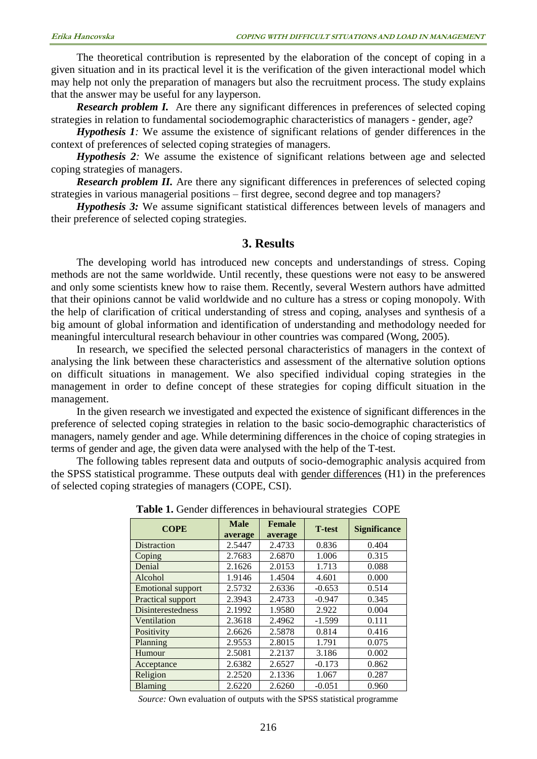The theoretical contribution is represented by the elaboration of the concept of coping in a given situation and in its practical level it is the verification of the given interactional model which may help not only the preparation of managers but also the recruitment process. The study explains that the answer may be useful for any layperson.

***Research problem I.*** Are there any significant differences in preferences of selected coping strategies in relation to fundamental sociodemographic characteristics of managers - gender, age?

***Hypothesis 1**:* We assume the existence of significant relations of gender differences in the context of preferences of selected coping strategies of managers.

***Hypothesis 2**:* We assume the existence of significant relations between age and selected coping strategies of managers.

***Research problem II.*** Are there any significant differences in preferences of selected coping strategies in various managerial positions – first degree, second degree and top managers?

***Hypothesis 3:*** We assume significant statistical differences between levels of managers and their preference of selected coping strategies.

## 3. Results

The developing world has introduced new concepts and understandings of stress. Coping methods are not the same worldwide. Until recently, these questions were not easy to be answered and only some scientists knew how to raise them. Recently, several Western authors have admitted that their opinions cannot be valid worldwide and no culture has a stress or coping monopoly. With the help of clarification of critical understanding of stress and coping, analyses and synthesis of a big amount of global information and identification of understanding and methodology needed for meaningful intercultural research behaviour in other countries was compared (Wong, 2005).

In research, we specified the selected personal characteristics of managers in the context of analysing the link between these characteristics and assessment of the alternative solution options on difficult situations in management. We also specified individual coping strategies in the management in order to define concept of these strategies for coping difficult situation in the management.

In the given research we investigated and expected the existence of significant differences in the preference of selected coping strategies in relation to the basic socio-demographic characteristics of managers, namely gender and age. While determining differences in the choice of coping strategies in terms of gender and age, the given data were analysed with the help of the T-test.

The following tables represent data and outputs of socio-demographic analysis acquired from the SPSS statistical programme. These outputs deal with gender differences (H1) in the preferences of selected coping strategies of managers (COPE, CSI).

**Table 1.** Gender differences in behavioural strategies COPE

| COPE | Male average | Female average | T-test | Significance |
|---|---|---|---|---|
| Distraction | 2.5447 | 2.4733 | 0.836 | 0.404 |
| Coping | 2.7683 | 2.6870 | 1.006 | 0.315 |
| Denial | 2.1626 | 2.0153 | 1.713 | 0.088 |
| Alcohol | 1.9146 | 1.4504 | 4.601 | 0.000 |
| Emotional support | 2.5732 | 2.6336 | -0.653 | 0.514 |
| Practical support | 2.3943 | 2.4733 | -0.947 | 0.345 |
| Disinterestedness | 2.1992 | 1.9580 | 2.922 | 0.004 |
| Ventilation | 2.3618 | 2.4962 | -1.599 | 0.111 |
| Positivity | 2.6626 | 2.5878 | 0.814 | 0.416 |
| Planning | 2.9553 | 2.8015 | 1.791 | 0.075 |
| Humour | 2.5081 | 2.2137 | 3.186 | 0.002 |
| Acceptance | 2.6382 | 2.6527 | -0.173 | 0.862 |
| Religion | 2.2520 | 2.1336 | 1.067 | 0.287 |
| Blaming | 2.6220 | 2.6260 | -0.051 | 0.960 |

*Source:* Own evaluation of outputs with the SPSS statistical programme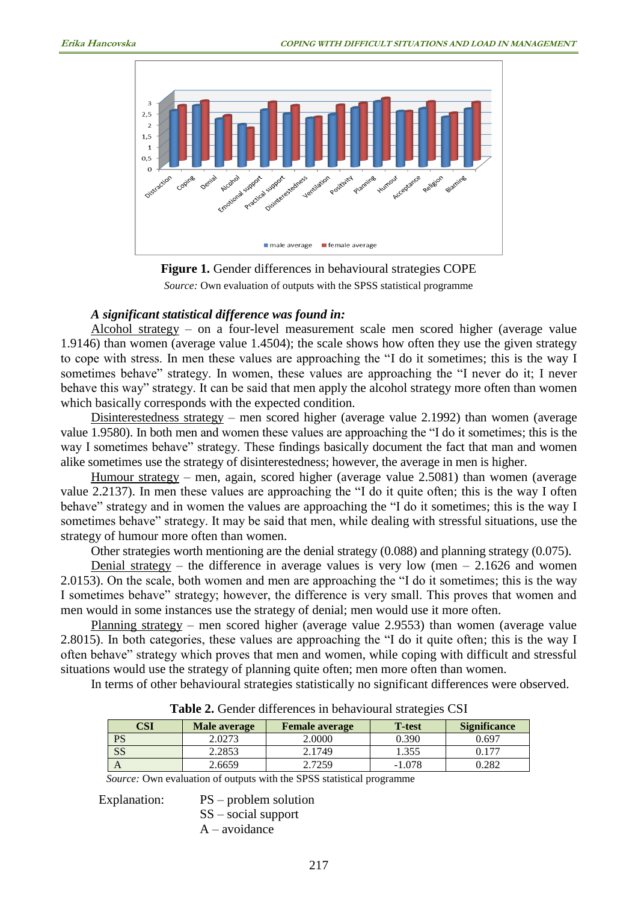**Figure 1.** Gender differences in behavioural strategies COPE

*Source:* Own evaluation of outputs with the SPSS statistical programme

***A significant statistical difference was found in:***

Alcohol strategy – on a four-level measurement scale men scored higher (average value 1.9146) than women (average value 1.4504); the scale shows how often they use the given strategy to cope with stress. In men these values are approaching the "I do it sometimes; this is the way I sometimes behave" strategy. In women, these values are approaching the "I never do it; I never behave this way" strategy. It can be said that men apply the alcohol strategy more often than women which basically corresponds with the expected condition.

Disinterestedness strategy – men scored higher (average value 2.1992) than women (average value 1.9580). In both men and women these values are approaching the "I do it sometimes; this is the way I sometimes behave" strategy. These findings basically document the fact that man and women alike sometimes use the strategy of disinterestedness; however, the average in men is higher.

Humour strategy – men, again, scored higher (average value 2.5081) than women (average value 2.2137). In men these values are approaching the "I do it quite often; this is the way I often behave" strategy and in women the values are approaching the "I do it sometimes; this is the way I sometimes behave" strategy. It may be said that men, while dealing with stressful situations, use the strategy of humour more often than women.

Other strategies worth mentioning are the denial strategy (0.088) and planning strategy (0.075).

Denial strategy – the difference in average values is very low (men – 2.1626 and women 2.0153). On the scale, both women and men are approaching the "I do it sometimes; this is the way I sometimes behave" strategy; however, the difference is very small. This proves that women and men would in some instances use the strategy of denial; men would use it more often.

Planning strategy – men scored higher (average value 2.9553) than women (average value 2.8015). In both categories, these values are approaching the "I do it quite often; this is the way I often behave" strategy which proves that men and women, while coping with difficult and stressful situations would use the strategy of planning quite often; men more often than women.

In terms of other behavioural strategies statistically no significant differences were observed.

**Table 2.** Gender differences in behavioural strategies CSI

| CSI | Male average | Female average | T-test | Significance |
|---|---|---|---|---|
| PS | 2.0273 | 2.0000 | 0.390 | 0.697 |
| SS | 2.2853 | 2.1749 | 1.355 | 0.177 |
| A | 2.6659 | 2.7259 | -1.078 | 0.282 |

*Source:* Own evaluation of outputs with the SPSS statistical programme

Explanation:
PS – problem solution
SS – social support
A – avoidance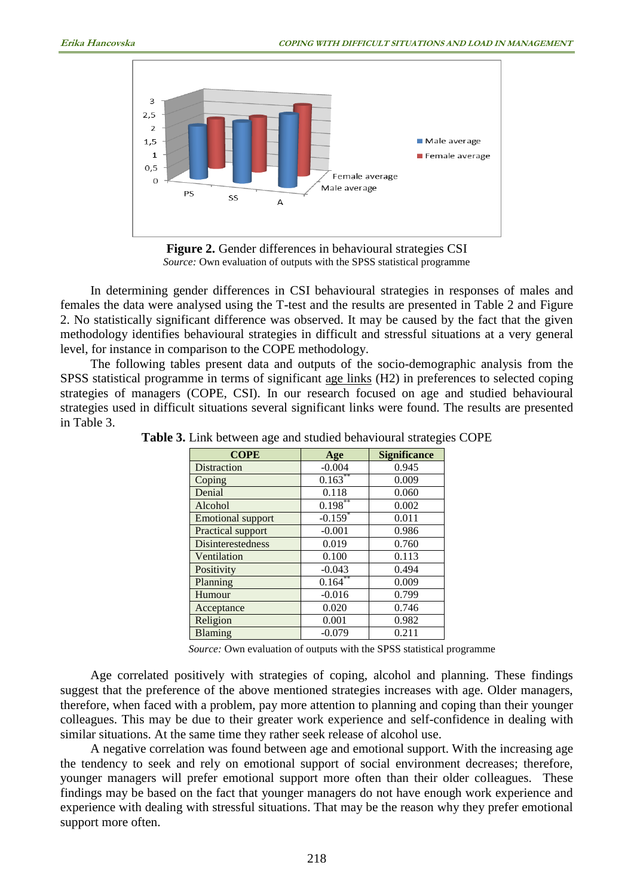**Figure 2.** Gender differences in behavioural strategies CSI
*Source:* Own evaluation of outputs with the SPSS statistical programme

In determining gender differences in CSI behavioural strategies in responses of males and females the data were analysed using the T-test and the results are presented in Table 2 and Figure 2. No statistically significant difference was observed. It may be caused by the fact that the given methodology identifies behavioural strategies in difficult and stressful situations at a very general level, for instance in comparison to the COPE methodology.

The following tables present data and outputs of the socio-demographic analysis from the SPSS statistical programme in terms of significant age links (H2) in preferences to selected coping strategies of managers (COPE, CSI). In our research focused on age and studied behavioural strategies used in difficult situations several significant links were found. The results are presented in Table 3.

**Table 3.** Link between age and studied behavioural strategies COPE

| COPE | Age | Significance |
|---|---|---|
| Distraction | -0.004 | 0.945 |
| Coping | 0.163** | 0.009 |
| Denial | 0.118 | 0.060 |
| Alcohol | 0.198** | 0.002 |
| Emotional support | -0.159* | 0.011 |
| Practical support | -0.001 | 0.986 |
| Disinterestedness | 0.019 | 0.760 |
| Ventilation | 0.100 | 0.113 |
| Positivity | -0.043 | 0.494 |
| Planning | 0.164** | 0.009 |
| Humour | -0.016 | 0.799 |
| Acceptance | 0.020 | 0.746 |
| Religion | 0.001 | 0.982 |
| Blaming | -0.079 | 0.211 |

*Source:* Own evaluation of outputs with the SPSS statistical programme

Age correlated positively with strategies of coping, alcohol and planning. These findings suggest that the preference of the above mentioned strategies increases with age. Older managers, therefore, when faced with a problem, pay more attention to planning and coping than their younger colleagues. This may be due to their greater work experience and self-confidence in dealing with similar situations. At the same time they rather seek release of alcohol use.

A negative correlation was found between age and emotional support. With the increasing age the tendency to seek and rely on emotional support of social environment decreases; therefore, younger managers will prefer emotional support more often than their older colleagues. These findings may be based on the fact that younger managers do not have enough work experience and experience with dealing with stressful situations. That may be the reason why they prefer emotional support more often.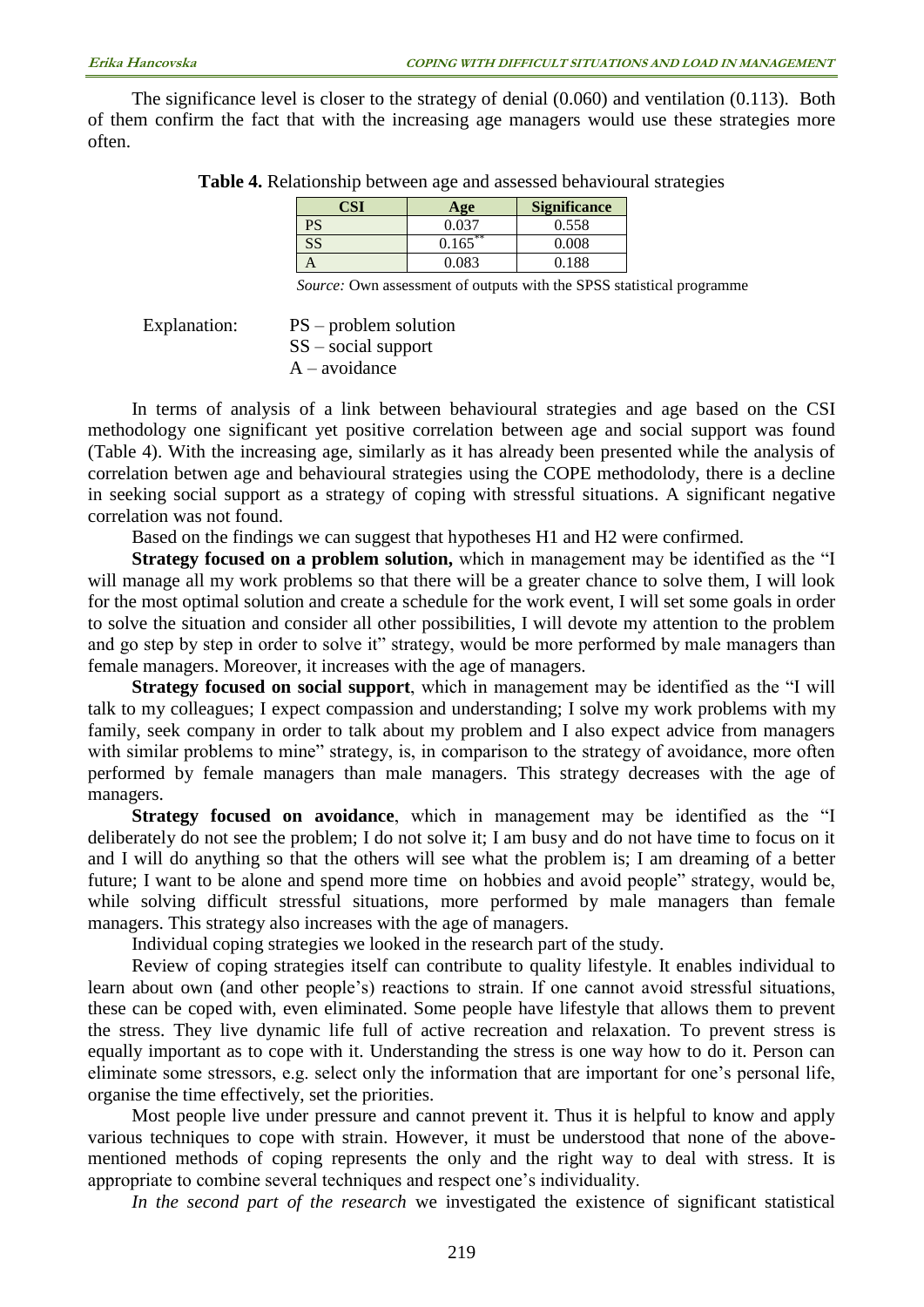The significance level is closer to the strategy of denial (0.060) and ventilation (0.113). Both of them confirm the fact that with the increasing age managers would use these strategies more often.

**Table 4.** Relationship between age and assessed behavioural strategies

| CSI | Age | Significance |
|---|---|---|
| PS | 0.037 | 0.558 |
| SS | 0.165** | 0.008 |
| A | 0.083 | 0.188 |

*Source:* Own assessment of outputs with the SPSS statistical programme

Explanation:
PS – problem solution
SS – social support
A – avoidance

In terms of analysis of a link between behavioural strategies and age based on the CSI methodology one significant yet positive correlation between age and social support was found (Table 4). With the increasing age, similarly as it has already been presented while the analysis of correlation betwen age and behavioural strategies using the COPE methodolody, there is a decline in seeking social support as a strategy of coping with stressful situations. A significant negative correlation was not found.

Based on the findings we can suggest that hypotheses H1 and H2 were confirmed.

**Strategy focused on a problem solution,** which in management may be identified as the "I will manage all my work problems so that there will be a greater chance to solve them, I will look for the most optimal solution and create a schedule for the work event, I will set some goals in order to solve the situation and consider all other possibilities, I will devote my attention to the problem and go step by step in order to solve it" strategy, would be more performed by male managers than female managers. Moreover, it increases with the age of managers.

**Strategy focused on social support**, which in management may be identified as the "I will talk to my colleagues; I expect compassion and understanding; I solve my work problems with my family, seek company in order to talk about my problem and I also expect advice from managers with similar problems to mine" strategy, is, in comparison to the strategy of avoidance, more often performed by female managers than male managers. This strategy decreases with the age of managers.

**Strategy focused on avoidance**, which in management may be identified as the "I deliberately do not see the problem; I do not solve it; I am busy and do not have time to focus on it and I will do anything so that the others will see what the problem is; I am dreaming of a better future; I want to be alone and spend more time on hobbies and avoid people" strategy, would be, while solving difficult stressful situations, more performed by male managers than female managers. This strategy also increases with the age of managers.

Individual coping strategies we looked in the research part of the study.

Review of coping strategies itself can contribute to quality lifestyle. It enables individual to learn about own (and other people's) reactions to strain. If one cannot avoid stressful situations, these can be coped with, even eliminated. Some people have lifestyle that allows them to prevent the stress. They live dynamic life full of active recreation and relaxation. To prevent stress is equally important as to cope with it. Understanding the stress is one way how to do it. Person can eliminate some stressors, e.g. select only the information that are important for one's personal life, organise the time effectively, set the priorities.

Most people live under pressure and cannot prevent it. Thus it is helpful to know and apply various techniques to cope with strain. However, it must be understood that none of the above-mentioned methods of coping represents the only and the right way to deal with stress. It is appropriate to combine several techniques and respect one's individuality.

*In the second part of the research* we investigated the existence of significant statistical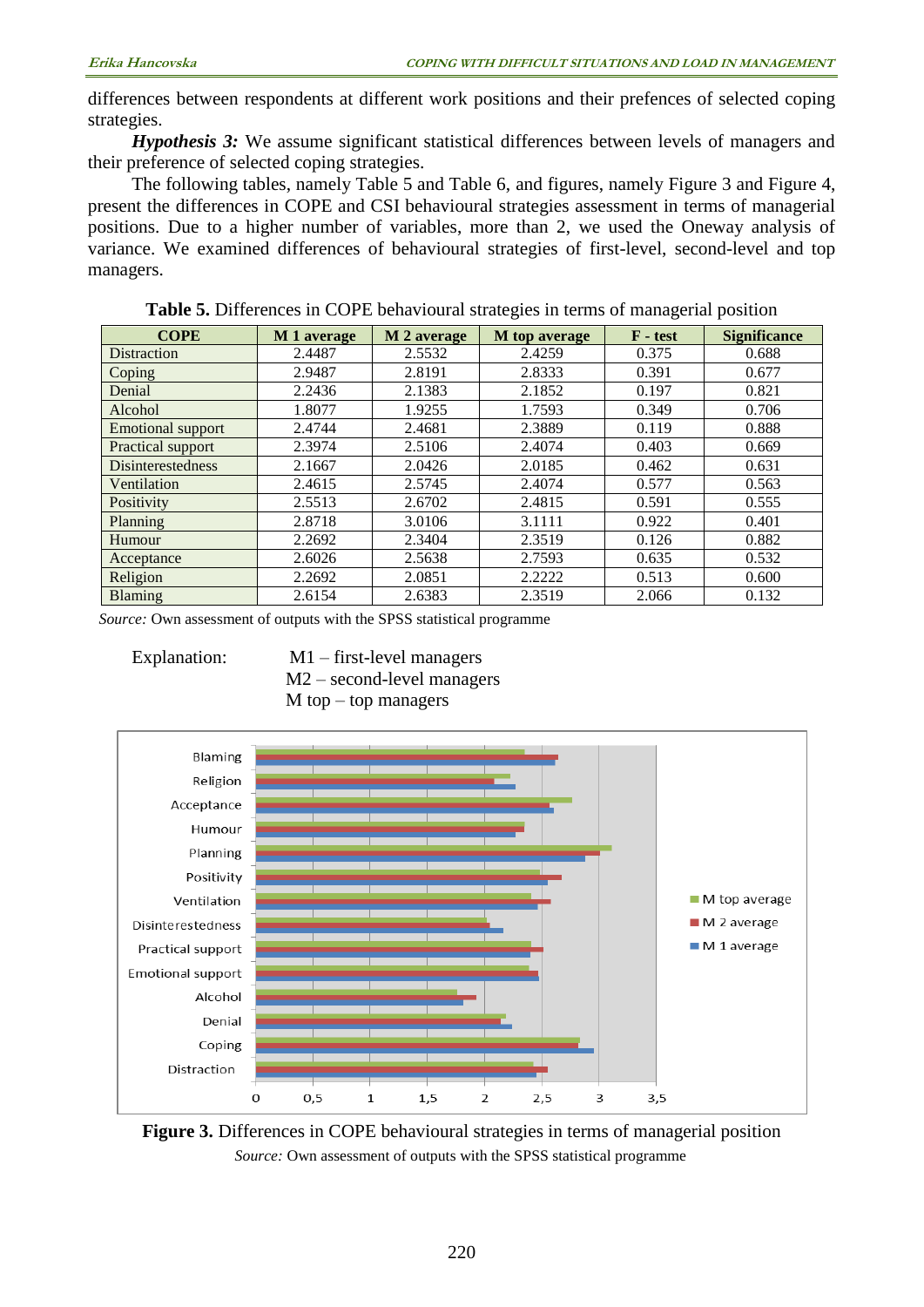differences between respondents at different work positions and their prefences of selected coping strategies.

***Hypothesis 3:*** We assume significant statistical differences between levels of managers and their preference of selected coping strategies.

The following tables, namely Table 5 and Table 6, and figures, namely Figure 3 and Figure 4, present the differences in COPE and CSI behavioural strategies assessment in terms of managerial positions. Due to a higher number of variables, more than 2, we used the Oneway analysis of variance. We examined differences of behavioural strategies of first-level, second-level and top managers.

**Table 5.** Differences in COPE behavioural strategies in terms of managerial position

| COPE | M 1 average | M 2 average | M top average | F - test | Significance |
|---|---|---|---|---|---|
| Distraction | 2.4487 | 2.5532 | 2.4259 | 0.375 | 0.688 |
| Coping | 2.9487 | 2.8191 | 2.8333 | 0.391 | 0.677 |
| Denial | 2.2436 | 2.1383 | 2.1852 | 0.197 | 0.821 |
| Alcohol | 1.8077 | 1.9255 | 1.7593 | 0.349 | 0.706 |
| Emotional support | 2.4744 | 2.4681 | 2.3889 | 0.119 | 0.888 |
| Practical support | 2.3974 | 2.5106 | 2.4074 | 0.403 | 0.669 |
| Disinterestedness | 2.1667 | 2.0426 | 2.0185 | 0.462 | 0.631 |
| Ventilation | 2.4615 | 2.5745 | 2.4074 | 0.577 | 0.563 |
| Positivity | 2.5513 | 2.6702 | 2.4815 | 0.591 | 0.555 |
| Planning | 2.8718 | 3.0106 | 3.1111 | 0.922 | 0.401 |
| Humour | 2.2692 | 2.3404 | 2.3519 | 0.126 | 0.882 |
| Acceptance | 2.6026 | 2.5638 | 2.7593 | 0.635 | 0.532 |
| Religion | 2.2692 | 2.0851 | 2.2222 | 0.513 | 0.600 |
| Blaming | 2.6154 | 2.6383 | 2.3519 | 2.066 | 0.132 |

*Source:* Own assessment of outputs with the SPSS statistical programme

Explanation:
M1 – first-level managers
M2 – second-level managers
M top – top managers

**Figure 3.** Differences in COPE behavioural strategies in terms of managerial position
*Source:* Own assessment of outputs with the SPSS statistical programme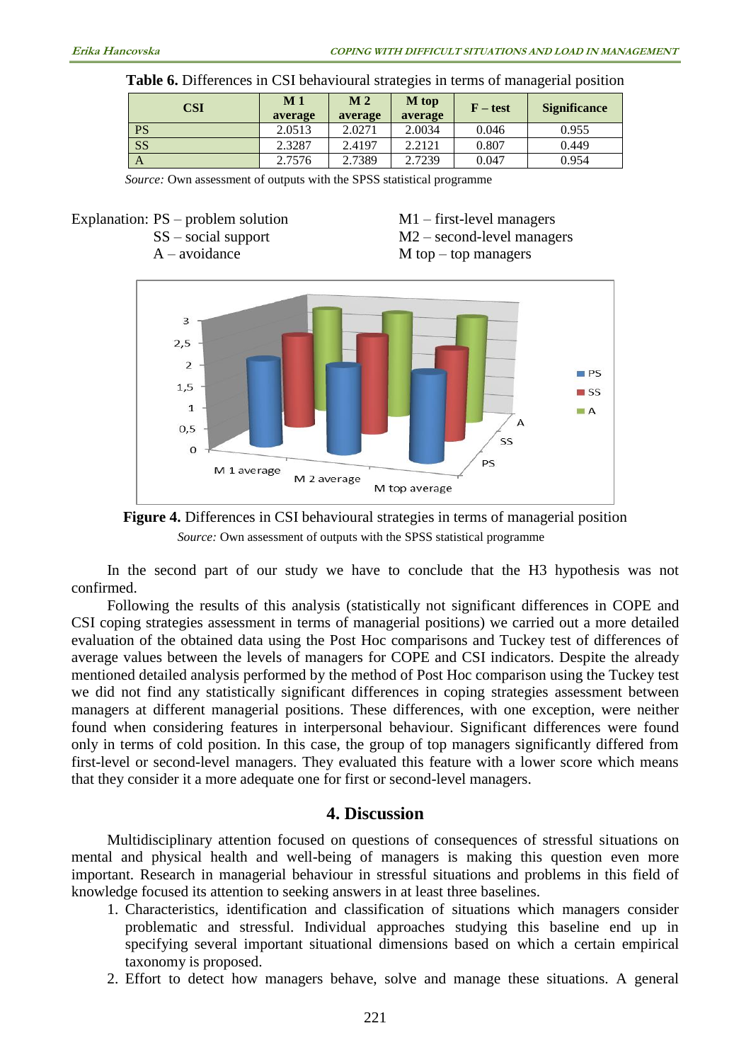**Table 6.** Differences in CSI behavioural strategies in terms of managerial position

| CSI | M 1 average | M 2 average | M top average | F – test | Significance |
|---|---|---|---|---|---|
| PS | 2.0513 | 2.0271 | 2.0034 | 0.046 | 0.955 |
| SS | 2.3287 | 2.4197 | 2.2121 | 0.807 | 0.449 |
| A | 2.7576 | 2.7389 | 2.7239 | 0.047 | 0.954 |

*Source:* Own assessment of outputs with the SPSS statistical programme

Explanation: PS – problem solution
SS – social support
A – avoidance

M1 – first-level managers
M2 – second-level managers
M top – top managers

**Figure 4.** Differences in CSI behavioural strategies in terms of managerial position
*Source:* Own assessment of outputs with the SPSS statistical programme

In the second part of our study we have to conclude that the H3 hypothesis was not confirmed.

Following the results of this analysis (statistically not significant differences in COPE and CSI coping strategies assessment in terms of managerial positions) we carried out a more detailed evaluation of the obtained data using the Post Hoc comparisons and Tuckey test of differences of average values between the levels of managers for COPE and CSI indicators. Despite the already mentioned detailed analysis performed by the method of Post Hoc comparison using the Tuckey test we did not find any statistically significant differences in coping strategies assessment between managers at different managerial positions. These differences, with one exception, were neither found when considering features in interpersonal behaviour. Significant differences were found only in terms of cold position. In this case, the group of top managers significantly differed from first-level or second-level managers. They evaluated this feature with a lower score which means that they consider it a more adequate one for first or second-level managers.

## 4. Discussion

Multidisciplinary attention focused on questions of consequences of stressful situations on mental and physical health and well-being of managers is making this question even more important. Research in managerial behaviour in stressful situations and problems in this field of knowledge focused its attention to seeking answers in at least three baselines.

1. Characteristics, identification and classification of situations which managers consider problematic and stressful. Individual approaches studying this baseline end up in specifying several important situational dimensions based on which a certain empirical taxonomy is proposed.
2. Effort to detect how managers behave, solve and manage these situations. A general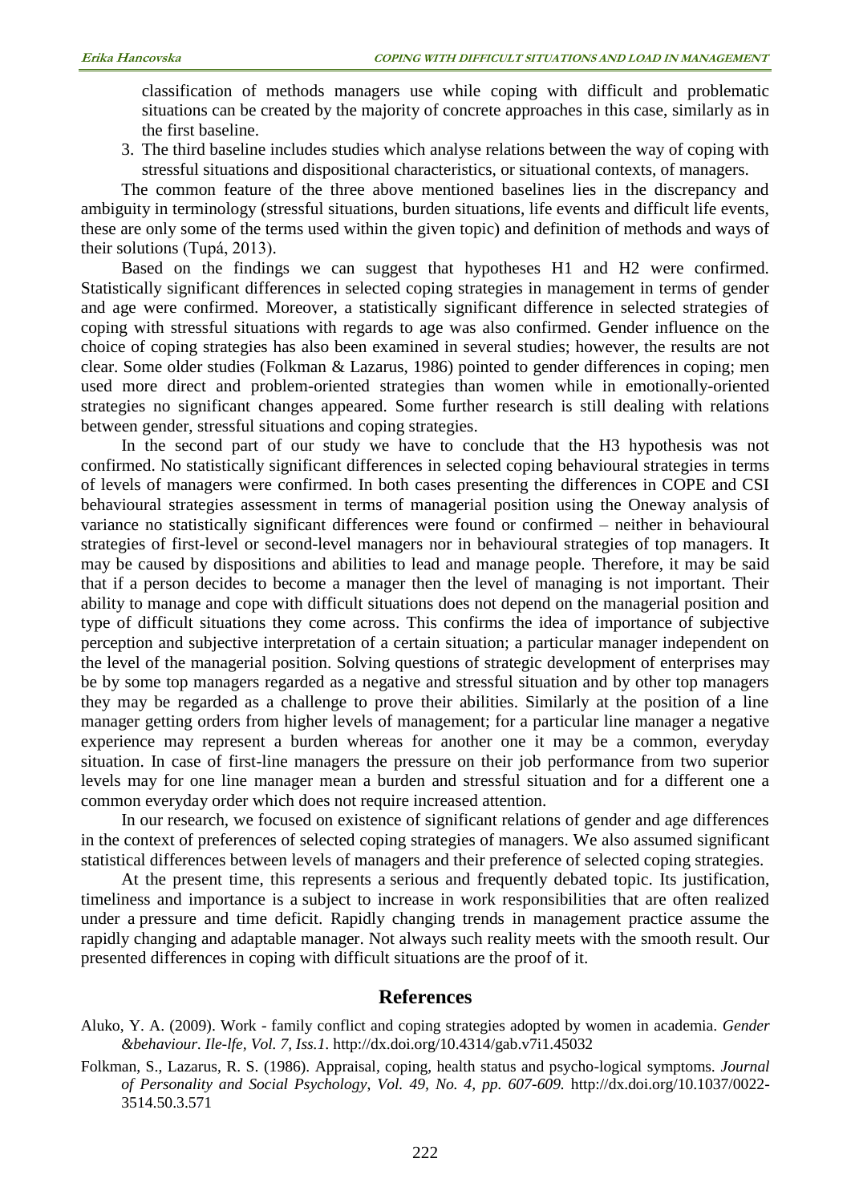classification of methods managers use while coping with difficult and problematic situations can be created by the majority of concrete approaches in this case, similarly as in the first baseline.

3. The third baseline includes studies which analyse relations between the way of coping with stressful situations and dispositional characteristics, or situational contexts, of managers.

The common feature of the three above mentioned baselines lies in the discrepancy and ambiguity in terminology (stressful situations, burden situations, life events and difficult life events, these are only some of the terms used within the given topic) and definition of methods and ways of their solutions (Tupá, 2013).

Based on the findings we can suggest that hypotheses H1 and H2 were confirmed. Statistically significant differences in selected coping strategies in management in terms of gender and age were confirmed. Moreover, a statistically significant difference in selected strategies of coping with stressful situations with regards to age was also confirmed. Gender influence on the choice of coping strategies has also been examined in several studies; however, the results are not clear. Some older studies (Folkman & Lazarus, 1986) pointed to gender differences in coping; men used more direct and problem-oriented strategies than women while in emotionally-oriented strategies no significant changes appeared. Some further research is still dealing with relations between gender, stressful situations and coping strategies.

In the second part of our study we have to conclude that the H3 hypothesis was not confirmed. No statistically significant differences in selected coping behavioural strategies in terms of levels of managers were confirmed. In both cases presenting the differences in COPE and CSI behavioural strategies assessment in terms of managerial position using the Oneway analysis of variance no statistically significant differences were found or confirmed – neither in behavioural strategies of first-level or second-level managers nor in behavioural strategies of top managers. It may be caused by dispositions and abilities to lead and manage people. Therefore, it may be said that if a person decides to become a manager then the level of managing is not important. Their ability to manage and cope with difficult situations does not depend on the managerial position and type of difficult situations they come across. This confirms the idea of importance of subjective perception and subjective interpretation of a certain situation; a particular manager independent on the level of the managerial position. Solving questions of strategic development of enterprises may be by some top managers regarded as a negative and stressful situation and by other top managers they may be regarded as a challenge to prove their abilities. Similarly at the position of a line manager getting orders from higher levels of management; for a particular line manager a negative experience may represent a burden whereas for another one it may be a common, everyday situation. In case of first-line managers the pressure on their job performance from two superior levels may for one line manager mean a burden and stressful situation and for a different one a common everyday order which does not require increased attention.

In our research, we focused on existence of significant relations of gender and age differences in the context of preferences of selected coping strategies of managers. We also assumed significant statistical differences between levels of managers and their preference of selected coping strategies.

At the present time, this represents a serious and frequently debated topic. Its justification, timeliness and importance is a subject to increase in work responsibilities that are often realized under a pressure and time deficit. Rapidly changing trends in management practice assume the rapidly changing and adaptable manager. Not always such reality meets with the smooth result. Our presented differences in coping with difficult situations are the proof of it.

## References

Aluko, Y. A. (2009). Work - family conflict and coping strategies adopted by women in academia. *Gender &behaviour. Ile-lfe, Vol. 7, Iss.1*. http://dx.doi.org/10.4314/gab.v7i1.45032

Folkman, S., Lazarus, R. S. (1986). Appraisal, coping, health status and psycho-logical symptoms. *Journal of Personality and Social Psychology, Vol. 49, No. 4, pp. 607-609.* http://dx.doi.org/10.1037/0022-3514.50.3.571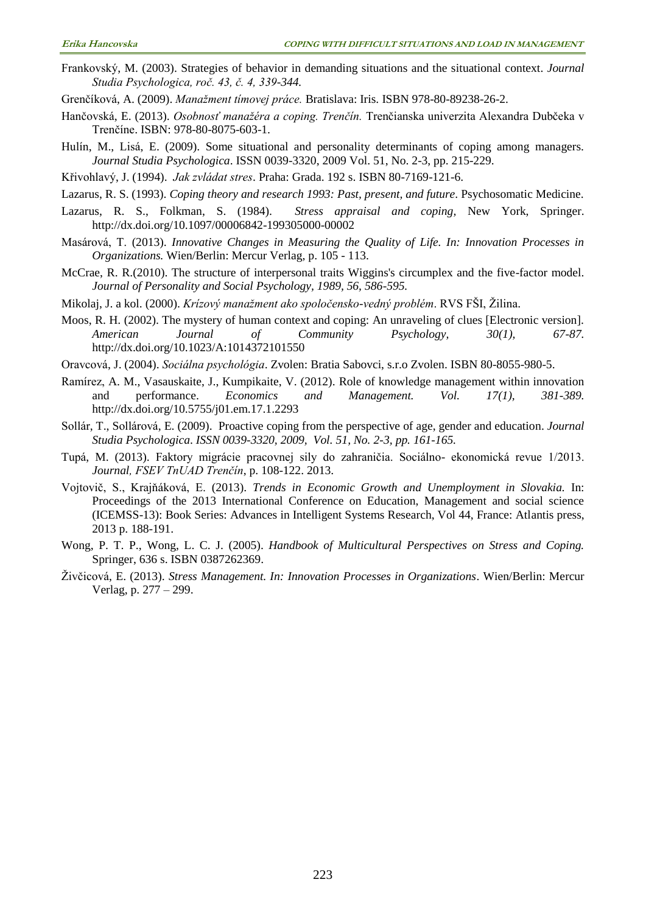Frankovský, M. (2003). Strategies of behavior in demanding situations and the situational context. *Journal Studia Psychologica, roč. 43, č. 4, 339-344.*

Grenčíková, A. (2009). *Manažment tímovej práce.* Bratislava: Iris. ISBN 978-80-89238-26-2.

Hančovská, E. (2013). *Osobnosť manažéra a coping. Trenčín.* Trenčianska univerzita Alexandra Dubčeka v Trenčíne. ISBN: 978-80-8075-603-1.

Hulín, M., Lisá, E. (2009). Some situational and personality determinants of coping among managers. *Journal Studia Psychologica*. ISSN 0039-3320, 2009 Vol. 51, No. 2-3, pp. 215-229.

Křivohlavý, J. (1994). *Jak zvládat stres*. Praha: Grada. 192 s. ISBN 80-7169-121-6.

Lazarus, R. S. (1993). *Coping theory and research 1993: Past, present, and future*. Psychosomatic Medicine.

Lazarus, R. S., Folkman, S. (1984). *Stress appraisal and coping*, New York, Springer. http://dx.doi.org/10.1097/00006842-199305000-00002

Masárová, T. (2013). *Innovative Changes in Measuring the Quality of Life. In: Innovation Processes in Organizations.* Wien/Berlin: Mercur Verlag, p. 105 - 113.

McCrae, R. R.(2010). The structure of interpersonal traits Wiggins's circumplex and the five-factor model. *Journal of Personality and Social Psychology, 1989, 56, 586-595.*

Mikolaj, J. a kol. (2000). *Krízový manažment ako spoločensko-vedný problém*. RVS FŠI, Žilina.

Moos, R. H. (2002). The mystery of human context and coping: An unraveling of clues [Electronic version]. *American Journal of Community Psychology, 30(1), 67-87.* http://dx.doi.org/10.1023/A:1014372101550

Oravcová, J. (2004). *Sociálna psychológia*. Zvolen: Bratia Sabovci, s.r.o Zvolen. ISBN 80-8055-980-5.

Ramírez, A. M., Vasauskaite, J., Kumpikaite, V. (2012). Role of knowledge management within innovation and performance. *Economics and Management. Vol. 17(1), 381-389.* http://dx.doi.org/10.5755/j01.em.17.1.2293

Sollár, T., Sollárová, E. (2009). Proactive coping from the perspective of age, gender and education. *Journal Studia Psychologica*. *ISSN 0039-3320, 2009, Vol. 51, No. 2-3, pp. 161-165.*

Tupá, M. (2013). Faktory migrácie pracovnej sily do zahraničia. Sociálno- ekonomická revue 1/2013. *Journal, FSEV TnUAD Trenčín*, p. 108-122. 2013.

Vojtovič, S., Krajňáková, E. (2013). *Trends in Economic Growth and Unemployment in Slovakia.* In: Proceedings of the 2013 International Conference on Education, Management and social science (ICEMSS-13): Book Series: Advances in Intelligent Systems Research, Vol 44, France: Atlantis press, 2013 p. 188-191.

Wong, P. T. P., Wong, L. C. J. (2005). *Handbook of Multicultural Perspectives on Stress and Coping.* Springer, 636 s. ISBN 0387262369.

Živčicová, E. (2013). *Stress Management. In: Innovation Processes in Organizations*. Wien/Berlin: Mercur Verlag, p. 277 – 299.